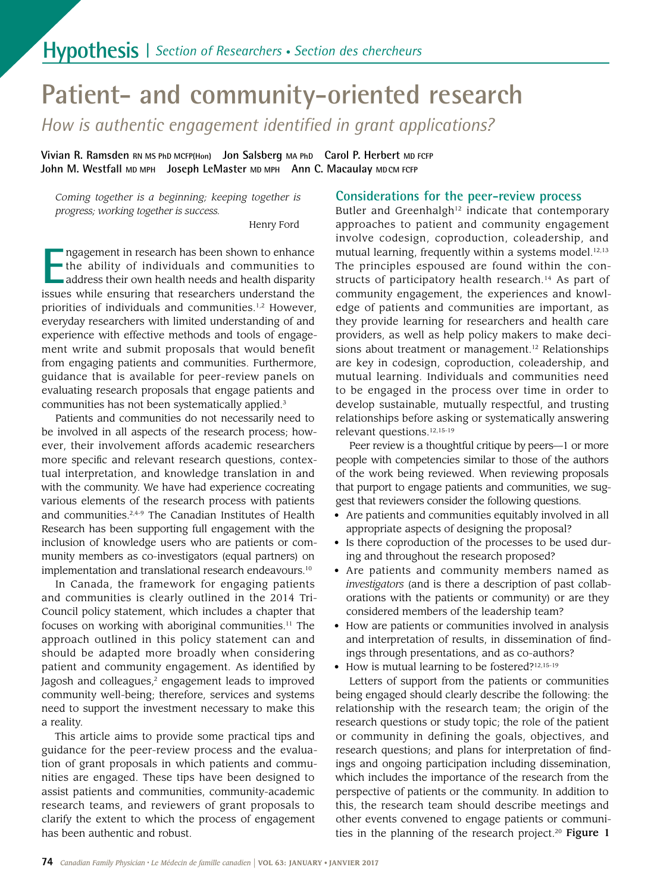**Hypothesis** | *Section of Researchers • Section des chercheurs*

# Patient- and community-oriented research

## *How is authentic engagement identified in grant applications?*

**Vivian R. Ramsden** RN MS PhD MCFP(Hon) **Jon Salsberg** MA PhD **Carol P. Herbert** MD FCFP **John M. Westfall** MD MPH **Joseph LeMaster** MD MPH **Ann C. Macaulay** MDCM FCFP

> *Coming together is a beginning; keeping together is progress; working together is success.*
>
> Henry Ford

Engagement in research has been shown to enhance the ability of individuals and communities to address their own health needs and health disparity issues while ensuring that researchers understand the priorities of individuals and communities.[1,2] However, everyday researchers with limited understanding of and experience with effective methods and tools of engagement write and submit proposals that would benefit from engaging patients and communities. Furthermore, guidance that is available for peer-review panels on evaluating research proposals that engage patients and communities has not been systematically applied.[3]

Patients and communities do not necessarily need to be involved in all aspects of the research process; however, their involvement affords academic researchers more specific and relevant research questions, contextual interpretation, and knowledge translation in and with the community. We have had experience cocreating various elements of the research process with patients and communities.[2,4-9] The Canadian Institutes of Health Research has been supporting full engagement with the inclusion of knowledge users who are patients or community members as co-investigators (equal partners) on implementation and translational research endeavours.[10]

In Canada, the framework for engaging patients and communities is clearly outlined in the 2014 Tri-Council policy statement, which includes a chapter that focuses on working with aboriginal communities.[11] The approach outlined in this policy statement can and should be adapted more broadly when considering patient and community engagement. As identified by Jagosh and colleagues,[2] engagement leads to improved community well-being; therefore, services and systems need to support the investment necessary to make this a reality.

This article aims to provide some practical tips and guidance for the peer-review process and the evaluation of grant proposals in which patients and communities are engaged. These tips have been designed to assist patients and communities, community-academic research teams, and reviewers of grant proposals to clarify the extent to which the process of engagement has been authentic and robust.

### Considerations for the peer-review process

Butler and Greenhalgh[12] indicate that contemporary approaches to patient and community engagement involve codesign, coproduction, coleadership, and mutual learning, frequently within a systems model.[12,13] The principles espoused are found within the constructs of participatory health research.[14] As part of community engagement, the experiences and knowledge of patients and communities are important, as they provide learning for researchers and health care providers, as well as help policy makers to make decisions about treatment or management.[12] Relationships are key in codesign, coproduction, coleadership, and mutual learning. Individuals and communities need to be engaged in the process over time in order to develop sustainable, mutually respectful, and trusting relationships before asking or systematically answering relevant questions.[12,15-19]

Peer review is a thoughtful critique by peers—1 or more people with competencies similar to those of the authors of the work being reviewed. When reviewing proposals that purport to engage patients and communities, we suggest that reviewers consider the following questions.

- Are patients and communities equitably involved in all appropriate aspects of designing the proposal?
- Is there coproduction of the processes to be used during and throughout the research proposed?
- Are patients and community members named as *investigators* (and is there a description of past collaborations with the patients or community) or are they considered members of the leadership team?
- How are patients or communities involved in analysis and interpretation of results, in dissemination of findings through presentations, and as co-authors?
- How is mutual learning to be fostered?[12,15-19]

Letters of support from the patients or communities being engaged should clearly describe the following: the relationship with the research team; the origin of the research questions or study topic; the role of the patient or community in defining the goals, objectives, and research questions; and plans for interpretation of findings and ongoing participation including dissemination, which includes the importance of the research from the perspective of patients or the community. In addition to this, the research team should describe meetings and other events convened to engage patients or communities in the planning of the research project.[20] **Figure 1**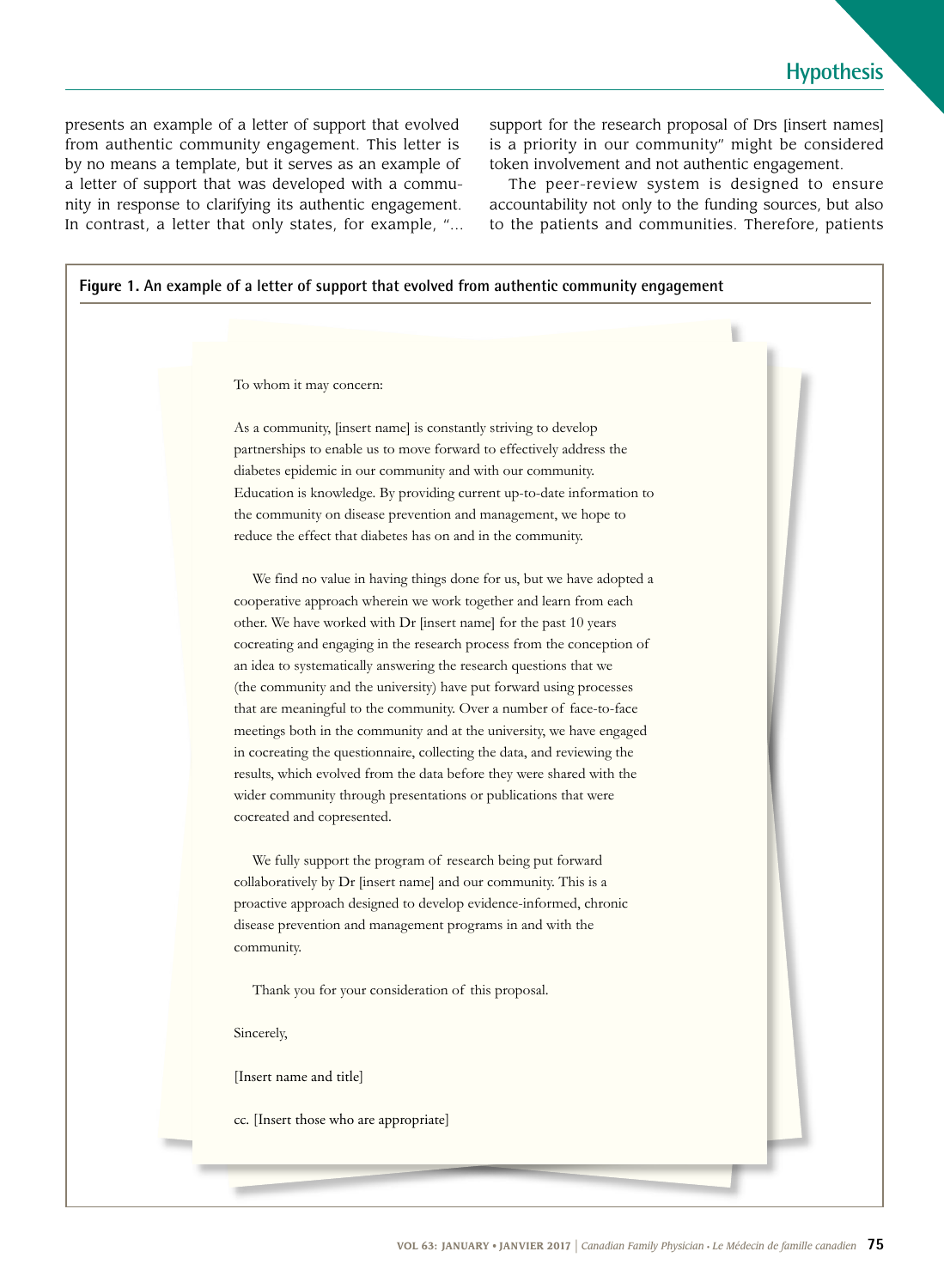presents an example of a letter of support that evolved from authentic community engagement. This letter is by no means a template, but it serves as an example of a letter of support that was developed with a community in response to clarifying its authentic engagement. In contrast, a letter that only states, for example, "... support for the research proposal of Drs [insert names] is a priority in our community" might be considered token involvement and not authentic engagement.

The peer-review system is designed to ensure accountability not only to the funding sources, but also to the patients and communities. Therefore, patients

**Figure 1. An example of a letter of support that evolved from authentic community engagement**

To whom it may concern:

As a community, [insert name] is constantly striving to develop partnerships to enable us to move forward to effectively address the diabetes epidemic in our community and with our community. Education is knowledge. By providing current up-to-date information to the community on disease prevention and management, we hope to reduce the effect that diabetes has on and in the community.

We find no value in having things done for us, but we have adopted a cooperative approach wherein we work together and learn from each other. We have worked with Dr [insert name] for the past 10 years cocreating and engaging in the research process from the conception of an idea to systematically answering the research questions that we (the community and the university) have put forward using processes that are meaningful to the community. Over a number of face-to-face meetings both in the community and at the university, we have engaged in cocreating the questionnaire, collecting the data, and reviewing the results, which evolved from the data before they were shared with the wider community through presentations or publications that were cocreated and copresented.

We fully support the program of research being put forward collaboratively by Dr [insert name] and our community. This is a proactive approach designed to develop evidence-informed, chronic disease prevention and management programs in and with the community.

Thank you for your consideration of this proposal.

Sincerely,

[Insert name and title]

cc. [Insert those who are appropriate]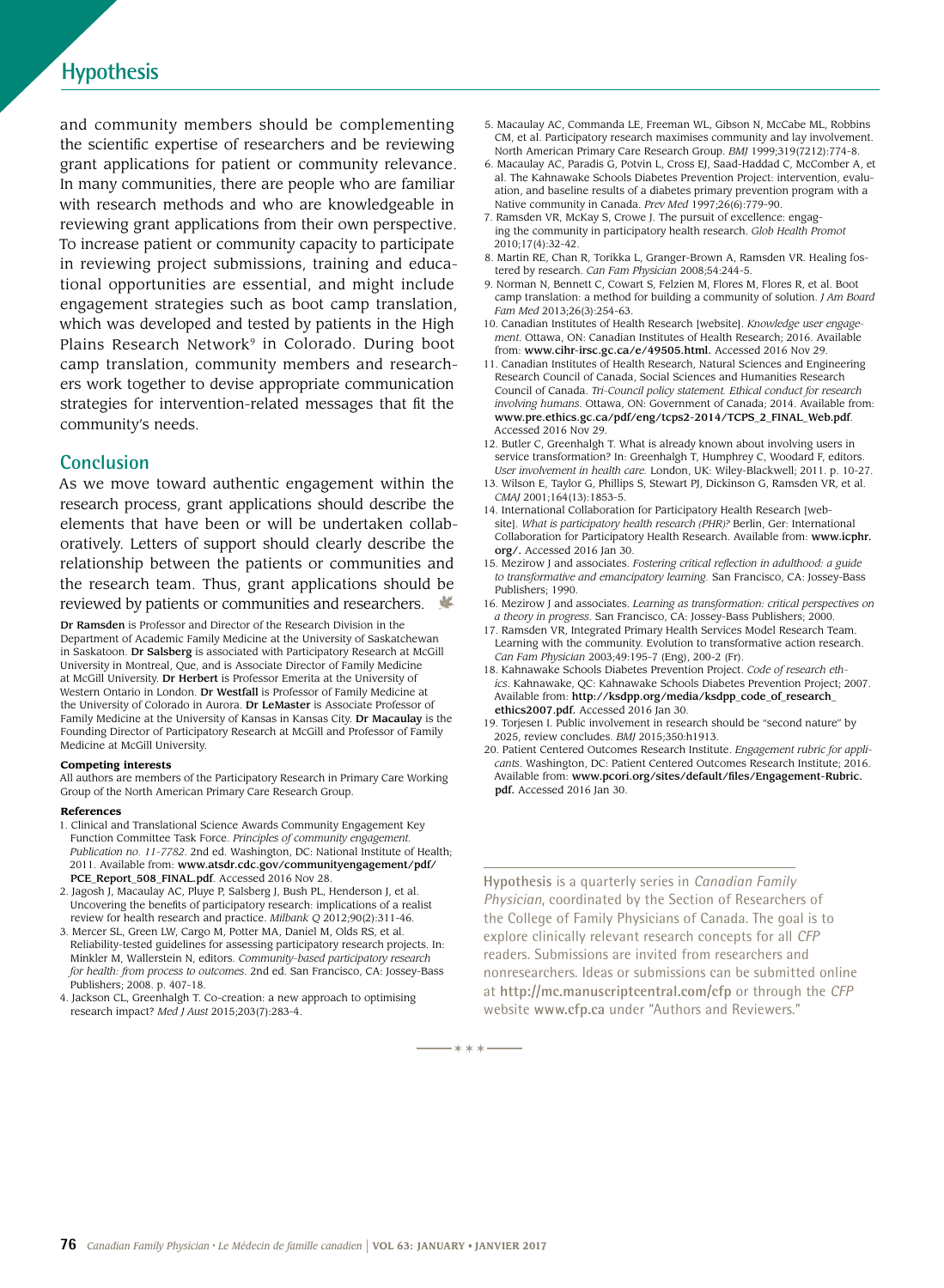and community members should be complementing the scientific expertise of researchers and be reviewing grant applications for patient or community relevance. In many communities, there are people who are familiar with research methods and who are knowledgeable in reviewing grant applications from their own perspective. To increase patient or community capacity to participate in reviewing project submissions, training and educational opportunities are essential, and might include engagement strategies such as boot camp translation, which was developed and tested by patients in the High Plains Research Network[9] in Colorado. During boot camp translation, community members and researchers work together to devise appropriate communication strategies for intervention-related messages that fit the community's needs.

## Conclusion

As we move toward authentic engagement within the research process, grant applications should describe the elements that have been or will be undertaken collaboratively. Letters of support should clearly describe the relationship between the patients or communities and the research team. Thus, grant applications should be reviewed by patients or communities and researchers.

**Dr Ramsden** is Professor and Director of the Research Division in the Department of Academic Family Medicine at the University of Saskatchewan in Saskatoon. **Dr Salsberg** is associated with Participatory Research at McGill University in Montreal, Que, and is Associate Director of Family Medicine at McGill University. **Dr Herbert** is Professor Emerita at the University of Western Ontario in London. **Dr Westfall** is Professor of Family Medicine at the University of Colorado in Aurora. **Dr LeMaster** is Associate Professor of Family Medicine at the University of Kansas in Kansas City. **Dr Macaulay** is the Founding Director of Participatory Research at McGill and Professor of Family Medicine at McGill University.

#### Competing interests

All authors are members of the Participatory Research in Primary Care Working Group of the North American Primary Care Research Group.

#### References

1. Clinical and Translational Science Awards Community Engagement Key Function Committee Task Force. *Principles of community engagement. Publication no. 11-7782*. 2nd ed. Washington, DC: National Institute of Health; 2011. Available from: **www.atsdr.cdc.gov/communityengagement/pdf/PCE_Report_508_FINAL.pdf**. Accessed 2016 Nov 28.
2. Jagosh J, Macaulay AC, Pluye P, Salsberg J, Bush PL, Henderson J, et al. Uncovering the benefits of participatory research: implications of a realist review for health research and practice. *Milbank Q* 2012;90(2):311-46.
3. Mercer SL, Green LW, Cargo M, Potter MA, Daniel M, Olds RS, et al. Reliability-tested guidelines for assessing participatory research projects. In: Minkler M, Wallerstein N, editors. *Community-based participatory research for health: from process to outcomes*. 2nd ed. San Francisco, CA: Jossey-Bass Publishers; 2008. p. 407-18.
4. Jackson CL, Greenhalgh T. Co-creation: a new approach to optimising research impact? *Med J Aust* 2015;203(7):283-4.
5. Macaulay AC, Commanda LE, Freeman WL, Gibson N, McCabe ML, Robbins CM, et al. Participatory research maximises community and lay involvement. North American Primary Care Research Group. *BMJ* 1999;319(7212):774-8.
6. Macaulay AC, Paradis G, Potvin L, Cross EJ, Saad-Haddad C, McComber A, et al. The Kahnawake Schools Diabetes Prevention Project: intervention, evaluation, and baseline results of a diabetes primary prevention program with a Native community in Canada. *Prev Med* 1997;26(6):779-90.
7. Ramsden VR, McKay S, Crowe J. The pursuit of excellence: engaging the community in participatory health research. *Glob Health Promot* 2010;17(4):32-42.
8. Martin RE, Chan R, Torikka L, Granger-Brown A, Ramsden VR. Healing fostered by research. *Can Fam Physician* 2008;54:244-5.
9. Norman N, Bennett C, Cowart S, Felzien M, Flores M, Flores R, et al. Boot camp translation: a method for building a community of solution. *J Am Board Fam Med* 2013;26(3):254-63.
10. Canadian Institutes of Health Research [website]. *Knowledge user engagement*. Ottawa, ON: Canadian Institutes of Health Research; 2016. Available from: **www.cihr-irsc.gc.ca/e/49505.html.** Accessed 2016 Nov 29.
11. Canadian Institutes of Health Research, Natural Sciences and Engineering Research Council of Canada, Social Sciences and Humanities Research Council of Canada. *Tri-Council policy statement. Ethical conduct for research involving humans*. Ottawa, ON: Government of Canada; 2014. Available from: **www.pre.ethics.gc.ca/pdf/eng/tcps2-2014/TCPS_2_FINAL_Web.pdf**. Accessed 2016 Nov 29.
12. Butler C, Greenhalgh T. What is already known about involving users in service transformation? In: Greenhalgh T, Humphrey C, Woodard F, editors. *User involvement in health care*. London, UK: Wiley-Blackwell; 2011. p. 10-27.
13. Wilson E, Taylor G, Phillips S, Stewart PJ, Dickinson G, Ramsden VR, et al. *CMAJ* 2001;164(13):1853-5.
14. International Collaboration for Participatory Health Research [website]. *What is participatory health research (PHR)?* Berlin, Ger: International Collaboration for Participatory Health Research. Available from: **www.icphr.org/**. Accessed 2016 Jan 30.
15. Mezirow J and associates. *Fostering critical reflection in adulthood: a guide to transformative and emancipatory learning*. San Francisco, CA: Jossey-Bass Publishers; 1990.
16. Mezirow J and associates. *Learning as transformation: critical perspectives on a theory in progress*. San Francisco, CA: Jossey-Bass Publishers; 2000.
17. Ramsden VR, Integrated Primary Health Services Model Research Team. Learning with the community. Evolution to transformative action research. *Can Fam Physician* 2003;49:195-7 (Eng), 200-2 (Fr).
18. Kahnawake Schools Diabetes Prevention Project. *Code of research ethics*. Kahnawake, QC: Kahnawake Schools Diabetes Prevention Project; 2007. Available from: **http://ksdpp.org/media/ksdpp_code_of_research_ethics2007.pdf.** Accessed 2016 Jan 30.
19. Torjesen I. Public involvement in research should be "second nature" by 2025, review concludes. *BMJ* 2015;350:h1913.
20. Patient Centered Outcomes Research Institute. *Engagement rubric for applicants*. Washington, DC: Patient Centered Outcomes Research Institute; 2016. Available from: **www.pcori.org/sites/default/files/Engagement-Rubric.pdf.** Accessed 2016 Jan 30.

---

**Hypothesis** is a quarterly series in *Canadian Family Physician*, coordinated by the Section of Researchers of the College of Family Physicians of Canada. The goal is to explore clinically relevant research concepts for all *CFP* readers. Submissions are invited from researchers and nonresearchers. Ideas or submissions can be submitted online at **http://mc.manuscriptcentral.com/cfp** or through the *CFP* website **www.cfp.ca** under "Authors and Reviewers."